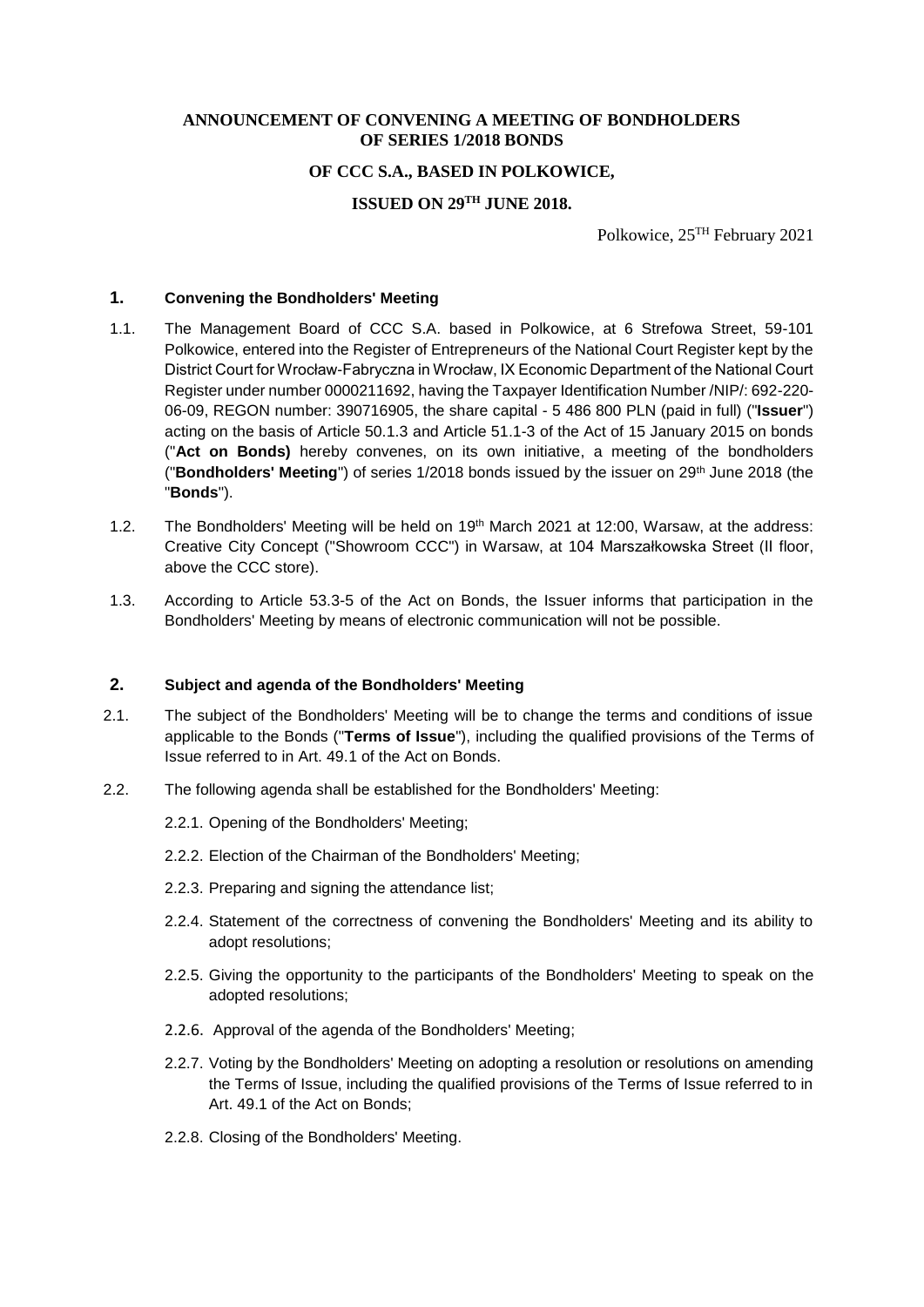**ANNOUNCEMENT OF CONVENING A MEETING OF BONDHOLDERS OF SERIES 1/2018 BONDS**

**OF CCC S.A., BASED IN POLKOWICE,**

**ISSUED ON 29TH JUNE 2018.**

Polkowice, 25TH February 2021

## 1. Convening the Bondholders' Meeting

1.1. The Management Board of CCC S.A. based in Polkowice, at 6 Strefowa Street, 59-101 Polkowice, entered into the Register of Entrepreneurs of the National Court Register kept by the District Court for Wrocław-Fabryczna in Wrocław, IX Economic Department of the National Court Register under number 0000211692, having the Taxpayer Identification Number /NIP/: 692-220-06-09, REGON number: 390716905, the share capital - 5 486 800 PLN (paid in full) ("**Issuer**") acting on the basis of Article 50.1.3 and Article 51.1-3 of the Act of 15 January 2015 on bonds ("**Act on Bonds)** hereby convenes, on its own initiative, a meeting of the bondholders ("**Bondholders' Meeting**") of series 1/2018 bonds issued by the issuer on 29th June 2018 (the "**Bonds**").

1.2. The Bondholders' Meeting will be held on 19th March 2021 at 12:00, Warsaw, at the address: Creative City Concept ("Showroom CCC") in Warsaw, at 104 Marszałkowska Street (II floor, above the CCC store).

1.3. According to Article 53.3-5 of the Act on Bonds, the Issuer informs that participation in the Bondholders' Meeting by means of electronic communication will not be possible.

## 2. Subject and agenda of the Bondholders' Meeting

2.1. The subject of the Bondholders' Meeting will be to change the terms and conditions of issue applicable to the Bonds ("**Terms of Issue**"), including the qualified provisions of the Terms of Issue referred to in Art. 49.1 of the Act on Bonds.

2.2. The following agenda shall be established for the Bondholders' Meeting:

2.2.1. Opening of the Bondholders' Meeting;

2.2.2. Election of the Chairman of the Bondholders' Meeting;

2.2.3. Preparing and signing the attendance list;

2.2.4. Statement of the correctness of convening the Bondholders' Meeting and its ability to adopt resolutions;

2.2.5. Giving the opportunity to the participants of the Bondholders' Meeting to speak on the adopted resolutions;

2.2.6. Approval of the agenda of the Bondholders' Meeting;

2.2.7. Voting by the Bondholders' Meeting on adopting a resolution or resolutions on amending the Terms of Issue, including the qualified provisions of the Terms of Issue referred to in Art. 49.1 of the Act on Bonds;

2.2.8. Closing of the Bondholders' Meeting.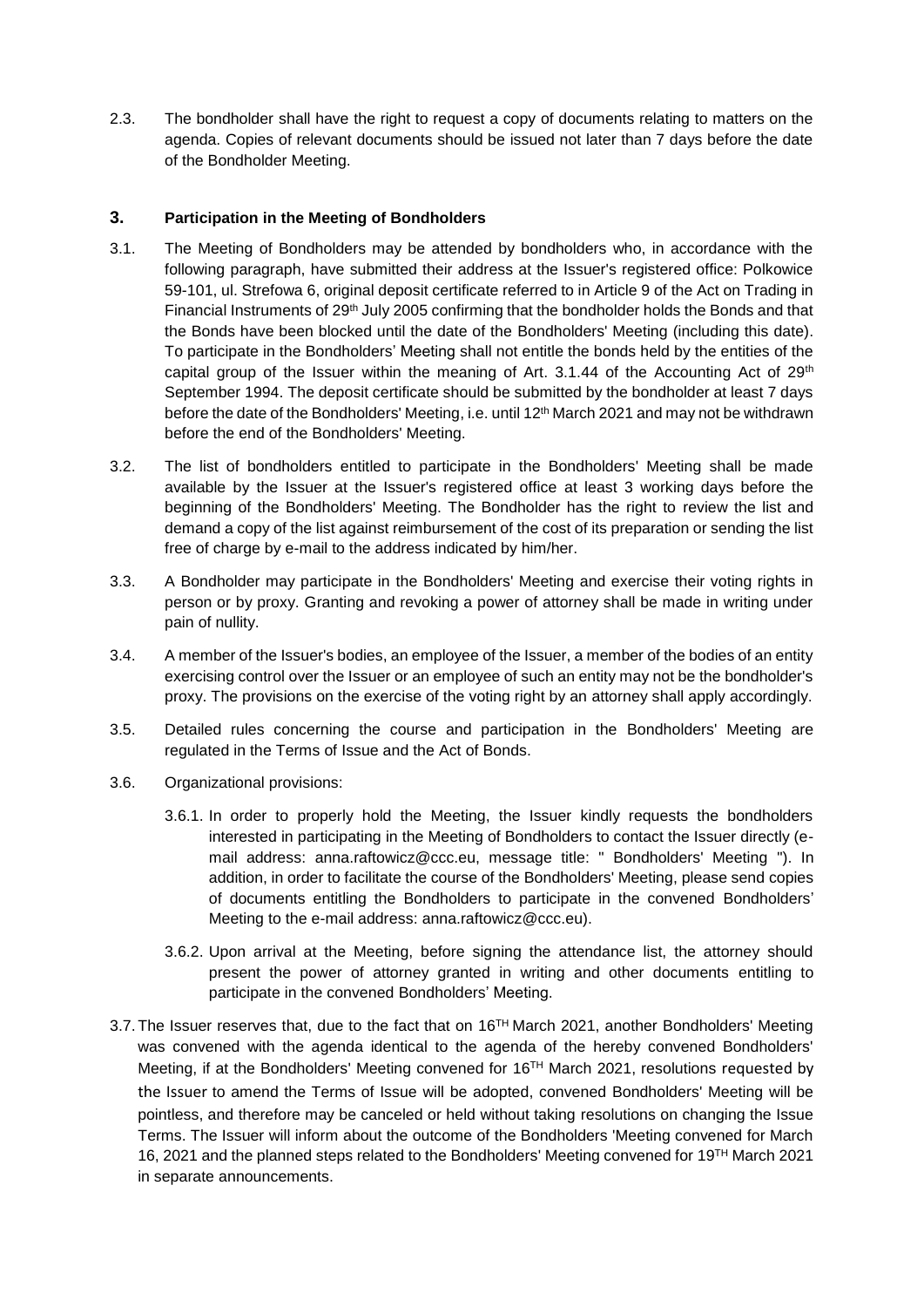2.3. The bondholder shall have the right to request a copy of documents relating to matters on the agenda. Copies of relevant documents should be issued not later than 7 days before the date of the Bondholder Meeting.

## 3. Participation in the Meeting of Bondholders

3.1. The Meeting of Bondholders may be attended by bondholders who, in accordance with the following paragraph, have submitted their address at the Issuer's registered office: Polkowice 59-101, ul. Strefowa 6, original deposit certificate referred to in Article 9 of the Act on Trading in Financial Instruments of 29th July 2005 confirming that the bondholder holds the Bonds and that the Bonds have been blocked until the date of the Bondholders' Meeting (including this date). To participate in the Bondholders' Meeting shall not entitle the bonds held by the entities of the capital group of the Issuer within the meaning of Art. 3.1.44 of the Accounting Act of 29th September 1994. The deposit certificate should be submitted by the bondholder at least 7 days before the date of the Bondholders' Meeting, i.e. until 12th March 2021 and may not be withdrawn before the end of the Bondholders' Meeting.

3.2. The list of bondholders entitled to participate in the Bondholders' Meeting shall be made available by the Issuer at the Issuer's registered office at least 3 working days before the beginning of the Bondholders' Meeting. The Bondholder has the right to review the list and demand a copy of the list against reimbursement of the cost of its preparation or sending the list free of charge by e-mail to the address indicated by him/her.

3.3. A Bondholder may participate in the Bondholders' Meeting and exercise their voting rights in person or by proxy. Granting and revoking a power of attorney shall be made in writing under pain of nullity.

3.4. A member of the Issuer's bodies, an employee of the Issuer, a member of the bodies of an entity exercising control over the Issuer or an employee of such an entity may not be the bondholder's proxy. The provisions on the exercise of the voting right by an attorney shall apply accordingly.

3.5. Detailed rules concerning the course and participation in the Bondholders' Meeting are regulated in the Terms of Issue and the Act of Bonds.

3.6. Organizational provisions:

3.6.1. In order to properly hold the Meeting, the Issuer kindly requests the bondholders interested in participating in the Meeting of Bondholders to contact the Issuer directly (e-mail address: anna.raftowicz@ccc.eu, message title: " Bondholders' Meeting "). In addition, in order to facilitate the course of the Bondholders' Meeting, please send copies of documents entitling the Bondholders to participate in the convened Bondholders' Meeting to the e-mail address: anna.raftowicz@ccc.eu).

3.6.2. Upon arrival at the Meeting, before signing the attendance list, the attorney should present the power of attorney granted in writing and other documents entitling to participate in the convened Bondholders' Meeting.

3.7. The Issuer reserves that, due to the fact that on 16TH March 2021, another Bondholders' Meeting was convened with the agenda identical to the agenda of the hereby convened Bondholders' Meeting, if at the Bondholders' Meeting convened for 16TH March 2021, resolutions requested by the Issuer to amend the Terms of Issue will be adopted, convened Bondholders' Meeting will be pointless, and therefore may be canceled or held without taking resolutions on changing the Issue Terms. The Issuer will inform about the outcome of the Bondholders 'Meeting convened for March 16, 2021 and the planned steps related to the Bondholders' Meeting convened for 19TH March 2021 in separate announcements.